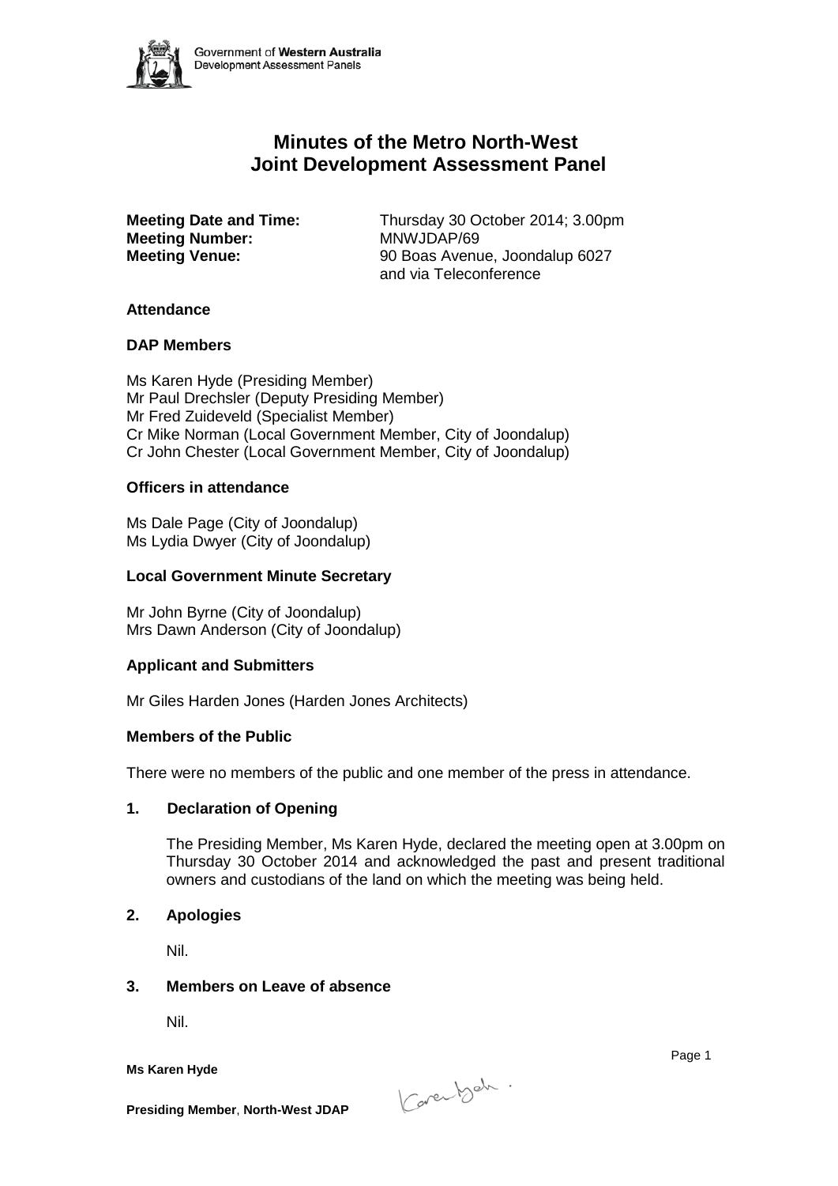# Minutes of the Metro North-West Joint Development Assessment Panel

**Meeting Date and Time:** Thursday 30 October 2014; 3.00pm
**Meeting Number:** MNWJDAP/69
**Meeting Venue:** 90 Boas Avenue, Joondalup 6027 and via Teleconference

### Attendance

### DAP Members

Ms Karen Hyde (Presiding Member)
Mr Paul Drechsler (Deputy Presiding Member)
Mr Fred Zuideveld (Specialist Member)
Cr Mike Norman (Local Government Member, City of Joondalup)
Cr John Chester (Local Government Member, City of Joondalup)

### Officers in attendance

Ms Dale Page (City of Joondalup)
Ms Lydia Dwyer (City of Joondalup)

### Local Government Minute Secretary

Mr John Byrne (City of Joondalup)
Mrs Dawn Anderson (City of Joondalup)

### Applicant and Submitters

Mr Giles Harden Jones (Harden Jones Architects)

### Members of the Public

There were no members of the public and one member of the press in attendance.

### 1. Declaration of Opening

The Presiding Member, Ms Karen Hyde, declared the meeting open at 3.00pm on Thursday 30 October 2014 and acknowledged the past and present traditional owners and custodians of the land on which the meeting was being held.

### 2. Apologies

Nil.

### 3. Members on Leave of absence

Nil.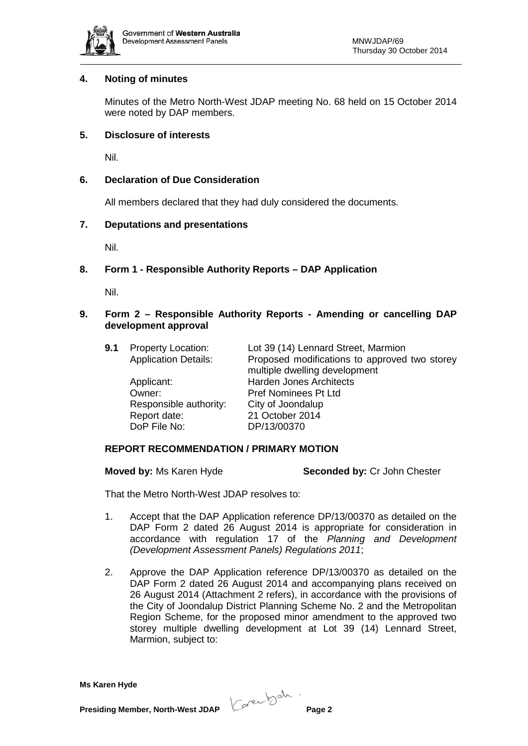## 4. Noting of minutes

Minutes of the Metro North-West JDAP meeting No. 68 held on 15 October 2014 were noted by DAP members.

## 5. Disclosure of interests

Nil.

## 6. Declaration of Due Consideration

All members declared that they had duly considered the documents.

## 7. Deputations and presentations

Nil.

## 8. Form 1 - Responsible Authority Reports – DAP Application

Nil.

## 9. Form 2 – Responsible Authority Reports - Amending or cancelling DAP development approval

**9.1**

| | |
|---|---|
| Property Location: | Lot 39 (14) Lennard Street, Marmion |
| Application Details: | Proposed modifications to approved two storey multiple dwelling development |
| Applicant: | Harden Jones Architects |
| Owner: | Pref Nominees Pt Ltd |
| Responsible authority: | City of Joondalup |
| Report date: | 21 October 2014 |
| DoP File No: | DP/13/00370 |

**REPORT RECOMMENDATION / PRIMARY MOTION**

**Moved by:** Ms Karen Hyde **Seconded by:** Cr John Chester

That the Metro North-West JDAP resolves to:

1. Accept that the DAP Application reference DP/13/00370 as detailed on the DAP Form 2 dated 26 August 2014 is appropriate for consideration in accordance with regulation 17 of the *Planning and Development (Development Assessment Panels) Regulations 2011*;

2. Approve the DAP Application reference DP/13/00370 as detailed on the DAP Form 2 dated 26 August 2014 and accompanying plans received on 26 August 2014 (Attachment 2 refers), in accordance with the provisions of the City of Joondalup District Planning Scheme No. 2 and the Metropolitan Region Scheme, for the proposed minor amendment to the approved two storey multiple dwelling development at Lot 39 (14) Lennard Street, Marmion, subject to:

**Ms Karen Hyde**

**Presiding Member, North-West JDAP**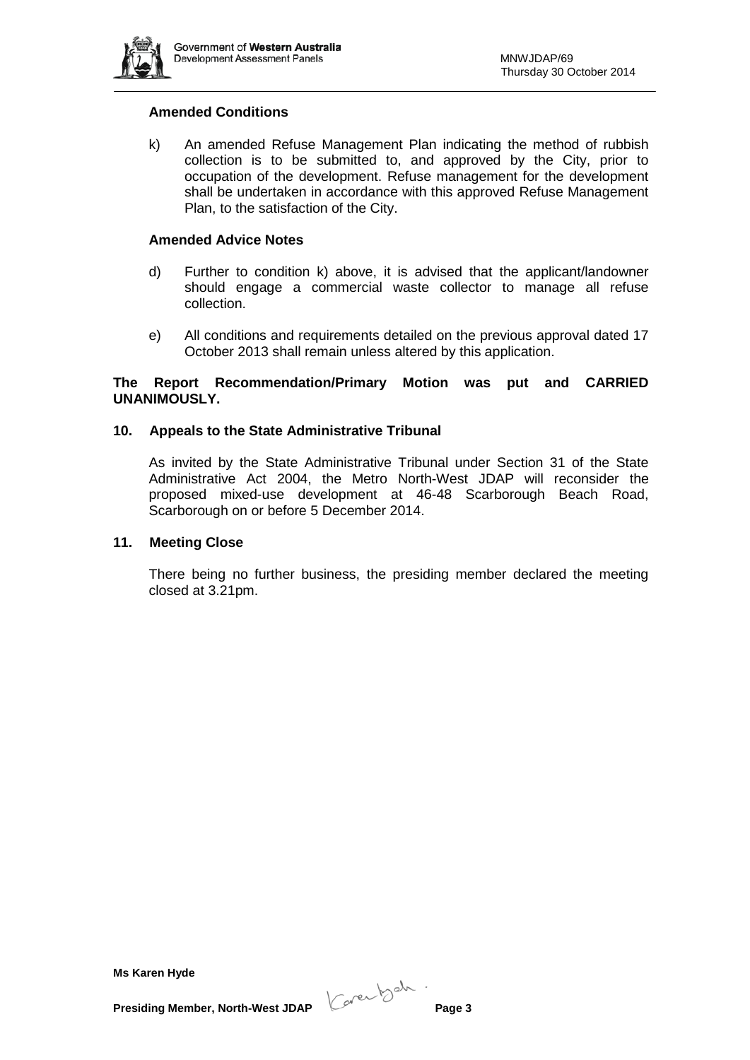**Amended Conditions**

k) An amended Refuse Management Plan indicating the method of rubbish collection is to be submitted to, and approved by the City, prior to occupation of the development. Refuse management for the development shall be undertaken in accordance with this approved Refuse Management Plan, to the satisfaction of the City.

**Amended Advice Notes**

d) Further to condition k) above, it is advised that the applicant/landowner should engage a commercial waste collector to manage all refuse collection.

e) All conditions and requirements detailed on the previous approval dated 17 October 2013 shall remain unless altered by this application.

**The Report Recommendation/Primary Motion was put and CARRIED UNANIMOUSLY.**

## 10. Appeals to the State Administrative Tribunal

As invited by the State Administrative Tribunal under Section 31 of the State Administrative Act 2004, the Metro North-West JDAP will reconsider the proposed mixed-use development at 46-48 Scarborough Beach Road, Scarborough on or before 5 December 2014.

## 11. Meeting Close

There being no further business, the presiding member declared the meeting closed at 3.21pm.

**Ms Karen Hyde**

**Presiding Member, North-West JDAP**